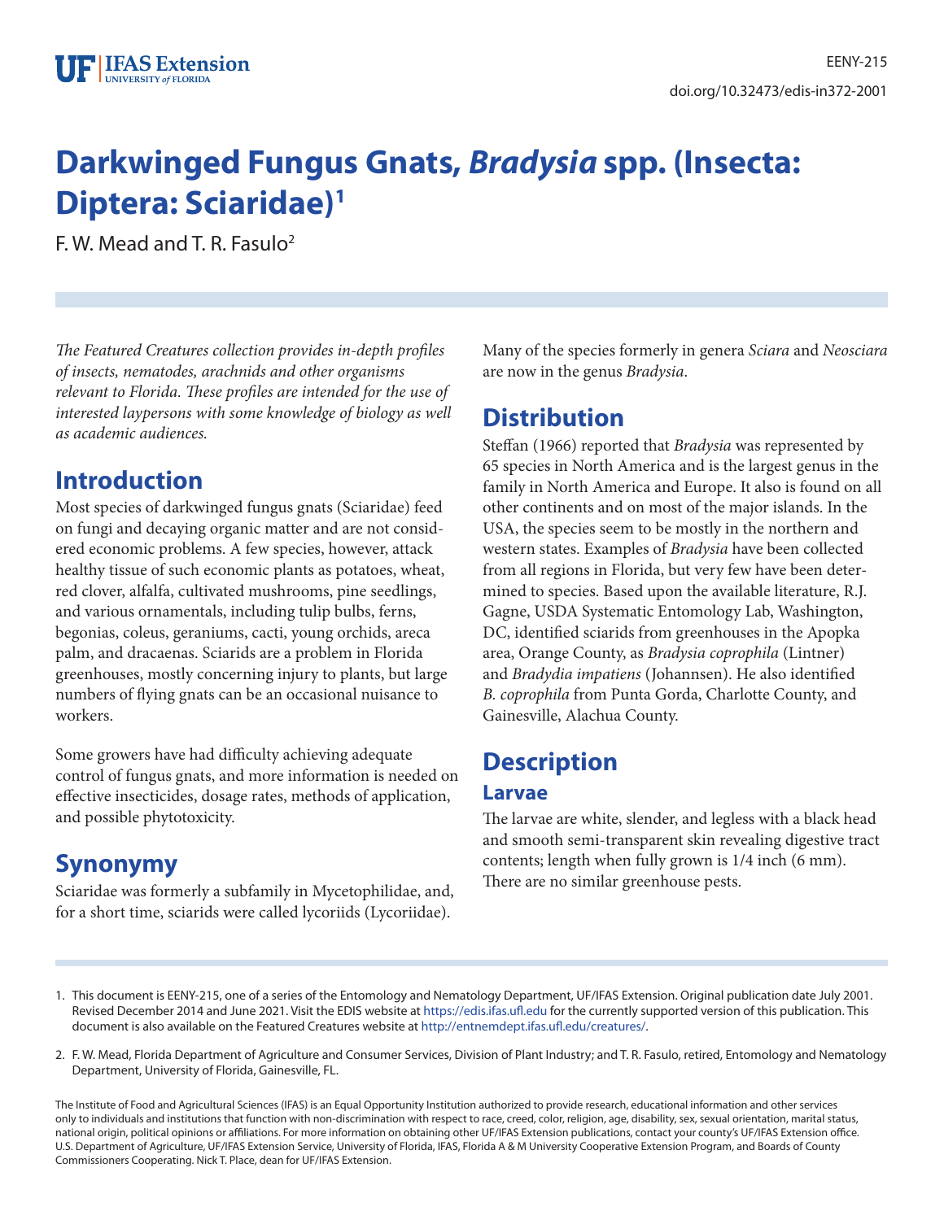# Darkwinged Fungus Gnats, *Bradysia* spp. (Insecta: Diptera: Sciaridae)[1]

F. W. Mead and T. R. Fasulo[2]

*The Featured Creatures collection provides in-depth profiles of insects, nematodes, arachnids and other organisms relevant to Florida. These profiles are intended for the use of interested laypersons with some knowledge of biology as well as academic audiences.*

## Introduction

Most species of darkwinged fungus gnats (Sciaridae) feed on fungi and decaying organic matter and are not considered economic problems. A few species, however, attack healthy tissue of such economic plants as potatoes, wheat, red clover, alfalfa, cultivated mushrooms, pine seedlings, and various ornamentals, including tulip bulbs, ferns, begonias, coleus, geraniums, cacti, young orchids, areca palm, and dracaenas. Sciarids are a problem in Florida greenhouses, mostly concerning injury to plants, but large numbers of flying gnats can be an occasional nuisance to workers.

Some growers have had difficulty achieving adequate control of fungus gnats, and more information is needed on effective insecticides, dosage rates, methods of application, and possible phytotoxicity.

## Synonymy

Sciaridae was formerly a subfamily in Mycetophilidae, and, for a short time, sciarids were called lycoriids (Lycoriidae). Many of the species formerly in genera *Sciara* and *Neosciara* are now in the genus *Bradysia*.

## Distribution

Steffan (1966) reported that *Bradysia* was represented by 65 species in North America and is the largest genus in the family in North America and Europe. It also is found on all other continents and on most of the major islands. In the USA, the species seem to be mostly in the northern and western states. Examples of *Bradysia* have been collected from all regions in Florida, but very few have been determined to species. Based upon the available literature, R.J. Gagne, USDA Systematic Entomology Lab, Washington, DC, identified sciarids from greenhouses in the Apopka area, Orange County, as *Bradysia coprophila* (Lintner) and *Bradydia impatiens* (Johannsen). He also identified *B. coprophila* from Punta Gorda, Charlotte County, and Gainesville, Alachua County.

## Description

### Larvae

The larvae are white, slender, and legless with a black head and smooth semi-transparent skin revealing digestive tract contents; length when fully grown is 1/4 inch (6 mm). There are no similar greenhouse pests.

1. This document is EENY-215, one of a series of the Entomology and Nematology Department, UF/IFAS Extension. Original publication date July 2001. Revised December 2014 and June 2021. Visit the EDIS website at https://edis.ifas.ufl.edu for the currently supported version of this publication. This document is also available on the Featured Creatures website at http://entnemdept.ifas.ufl.edu/creatures/.

2. F. W. Mead, Florida Department of Agriculture and Consumer Services, Division of Plant Industry; and T. R. Fasulo, retired, Entomology and Nematology Department, University of Florida, Gainesville, FL.

The Institute of Food and Agricultural Sciences (IFAS) is an Equal Opportunity Institution authorized to provide research, educational information and other services only to individuals and institutions that function with non-discrimination with respect to race, creed, color, religion, age, disability, sex, sexual orientation, marital status, national origin, political opinions or affiliations. For more information on obtaining other UF/IFAS Extension publications, contact your county's UF/IFAS Extension office. U.S. Department of Agriculture, UF/IFAS Extension Service, University of Florida, IFAS, Florida A & M University Cooperative Extension Program, and Boards of County Commissioners Cooperating. Nick T. Place, dean for UF/IFAS Extension.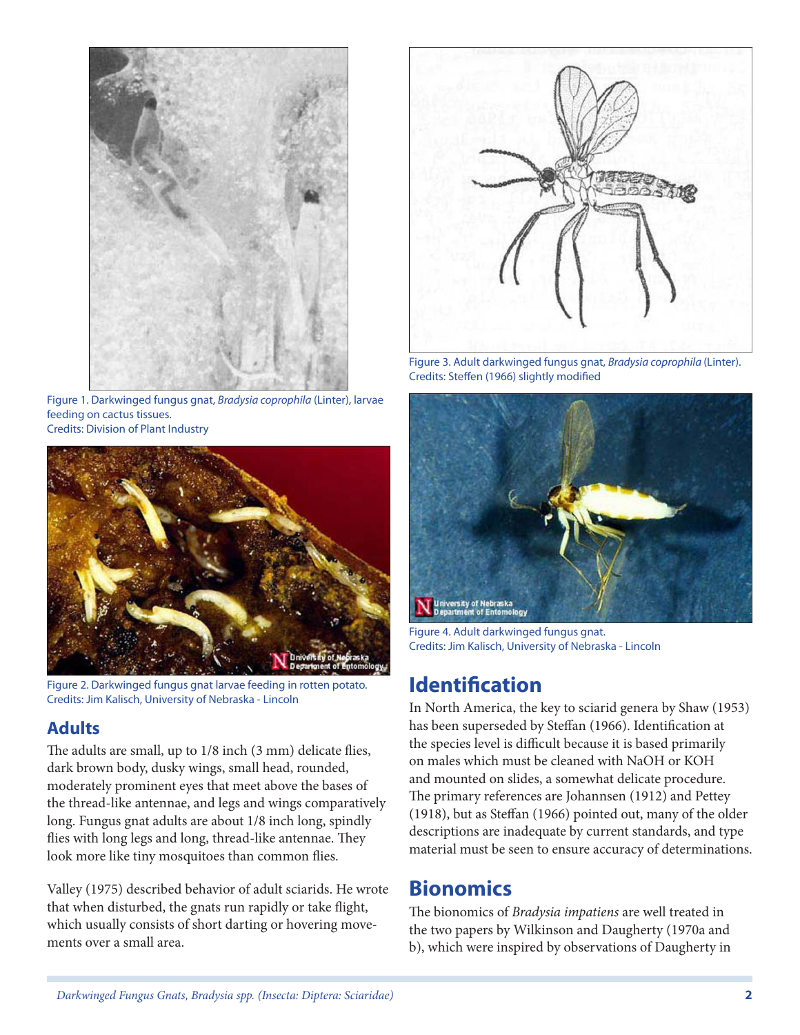Figure 1. Darkwinged fungus gnat, *Bradysia coprophila* (Linter), larvae feeding on cactus tissues.
Credits: Division of Plant Industry

Figure 2. Darkwinged fungus gnat larvae feeding in rotten potato.
Credits: Jim Kalisch, University of Nebraska - Lincoln

## Adults

The adults are small, up to 1/8 inch (3 mm) delicate flies, dark brown body, dusky wings, small head, rounded, moderately prominent eyes that meet above the bases of the thread-like antennae, and legs and wings comparatively long. Fungus gnat adults are about 1/8 inch long, spindly flies with long legs and long, thread-like antennae. They look more like tiny mosquitoes than common flies.

Valley (1975) described behavior of adult sciarids. He wrote that when disturbed, the gnats run rapidly or take flight, which usually consists of short darting or hovering movements over a small area.

Figure 3. Adult darkwinged fungus gnat, *Bradysia coprophila* (Linter).
Credits: Steffen (1966) slightly modified

Figure 4. Adult darkwinged fungus gnat.
Credits: Jim Kalisch, University of Nebraska - Lincoln

## Identification

In North America, the key to sciarid genera by Shaw (1953) has been superseded by Steffan (1966). Identification at the species level is difficult because it is based primarily on males which must be cleaned with NaOH or KOH and mounted on slides, a somewhat delicate procedure. The primary references are Johannsen (1912) and Pettey (1918), but as Steffan (1966) pointed out, many of the older descriptions are inadequate by current standards, and type material must be seen to ensure accuracy of determinations.

## Bionomics

The bionomics of *Bradysia impatiens* are well treated in the two papers by Wilkinson and Daugherty (1970a and b), which were inspired by observations of Daugherty in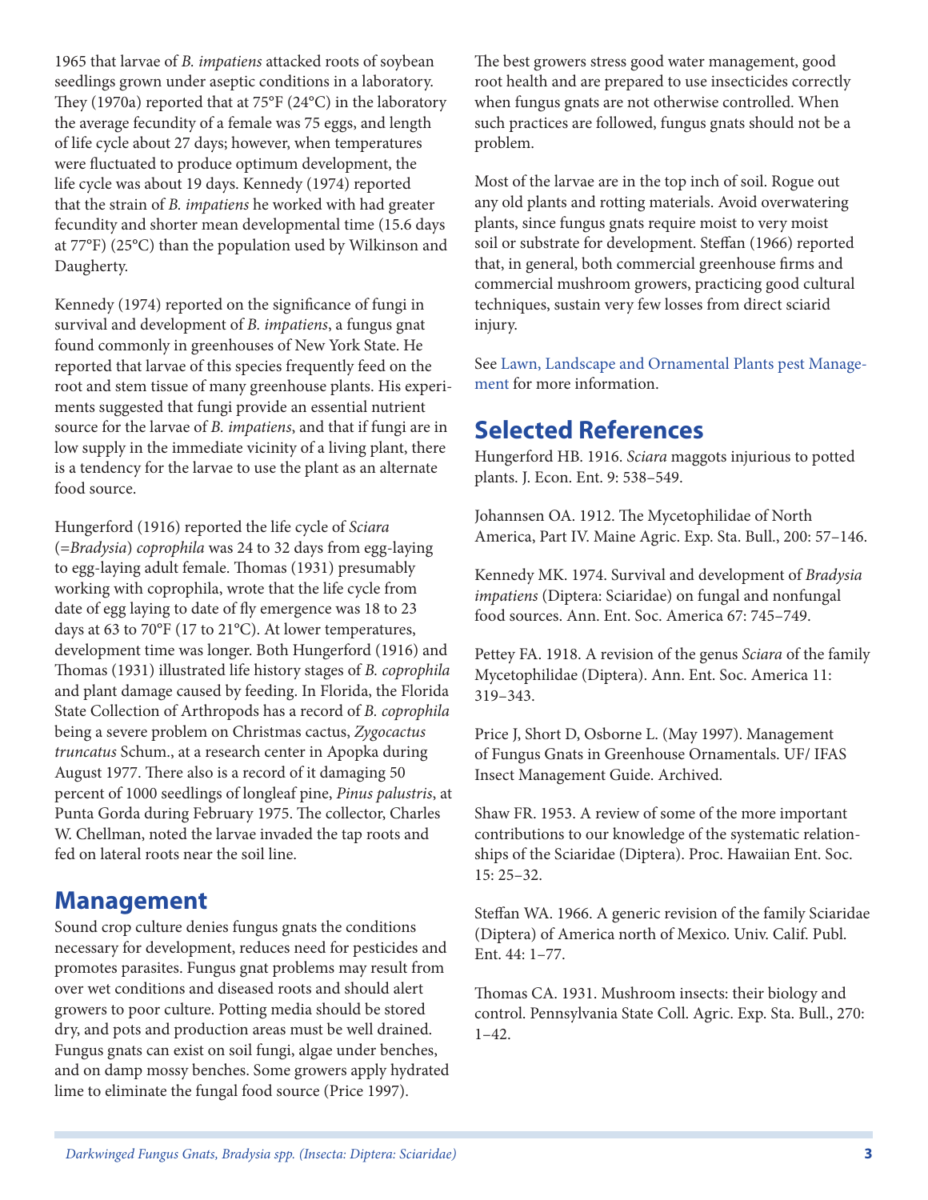1965 that larvae of *B. impatiens* attacked roots of soybean seedlings grown under aseptic conditions in a laboratory. They (1970a) reported that at 75°F (24°C) in the laboratory the average fecundity of a female was 75 eggs, and length of life cycle about 27 days; however, when temperatures were fluctuated to produce optimum development, the life cycle was about 19 days. Kennedy (1974) reported that the strain of *B. impatiens* he worked with had greater fecundity and shorter mean developmental time (15.6 days at 77°F) (25°C) than the population used by Wilkinson and Daugherty.

Kennedy (1974) reported on the significance of fungi in survival and development of *B. impatiens*, a fungus gnat found commonly in greenhouses of New York State. He reported that larvae of this species frequently feed on the root and stem tissue of many greenhouse plants. His experiments suggested that fungi provide an essential nutrient source for the larvae of *B. impatiens*, and that if fungi are in low supply in the immediate vicinity of a living plant, there is a tendency for the larvae to use the plant as an alternate food source.

Hungerford (1916) reported the life cycle of *Sciara* (=*Bradysia*) *coprophila* was 24 to 32 days from egg-laying to egg-laying adult female. Thomas (1931) presumably working with coprophila, wrote that the life cycle from date of egg laying to date of fly emergence was 18 to 23 days at 63 to 70°F (17 to 21°C). At lower temperatures, development time was longer. Both Hungerford (1916) and Thomas (1931) illustrated life history stages of *B. coprophila* and plant damage caused by feeding. In Florida, the Florida State Collection of Arthropods has a record of *B. coprophila* being a severe problem on Christmas cactus, *Zygocactus truncatus* Schum., at a research center in Apopka during August 1977. There also is a record of it damaging 50 percent of 1000 seedlings of longleaf pine, *Pinus palustris*, at Punta Gorda during February 1975. The collector, Charles W. Chellman, noted the larvae invaded the tap roots and fed on lateral roots near the soil line.

## Management

Sound crop culture denies fungus gnats the conditions necessary for development, reduces need for pesticides and promotes parasites. Fungus gnat problems may result from over wet conditions and diseased roots and should alert growers to poor culture. Potting media should be stored dry, and pots and production areas must be well drained. Fungus gnats can exist on soil fungi, algae under benches, and on damp mossy benches. Some growers apply hydrated lime to eliminate the fungal food source (Price 1997).

The best growers stress good water management, good root health and are prepared to use insecticides correctly when fungus gnats are not otherwise controlled. When such practices are followed, fungus gnats should not be a problem.

Most of the larvae are in the top inch of soil. Rogue out any old plants and rotting materials. Avoid overwatering plants, since fungus gnats require moist to very moist soil or substrate for development. Steffan (1966) reported that, in general, both commercial greenhouse firms and commercial mushroom growers, practicing good cultural techniques, sustain very few losses from direct sciarid injury.

See Lawn, Landscape and Ornamental Plants pest Management for more information.

## Selected References

Hungerford HB. 1916. *Sciara* maggots injurious to potted plants. J. Econ. Ent. 9: 538–549.

Johannsen OA. 1912. The Mycetophilidae of North America, Part IV. Maine Agric. Exp. Sta. Bull., 200: 57–146.

Kennedy MK. 1974. Survival and development of *Bradysia impatiens* (Diptera: Sciaridae) on fungal and nonfungal food sources. Ann. Ent. Soc. America 67: 745–749.

Pettey FA. 1918. A revision of the genus *Sciara* of the family Mycetophilidae (Diptera). Ann. Ent. Soc. America 11: 319–343.

Price J, Short D, Osborne L. (May 1997). Management of Fungus Gnats in Greenhouse Ornamentals. UF/ IFAS Insect Management Guide. Archived.

Shaw FR. 1953. A review of some of the more important contributions to our knowledge of the systematic relationships of the Sciaridae (Diptera). Proc. Hawaiian Ent. Soc. 15: 25–32.

Steffan WA. 1966. A generic revision of the family Sciaridae (Diptera) of America north of Mexico. Univ. Calif. Publ. Ent. 44: 1–77.

Thomas CA. 1931. Mushroom insects: their biology and control. Pennsylvania State Coll. Agric. Exp. Sta. Bull., 270: 1–42.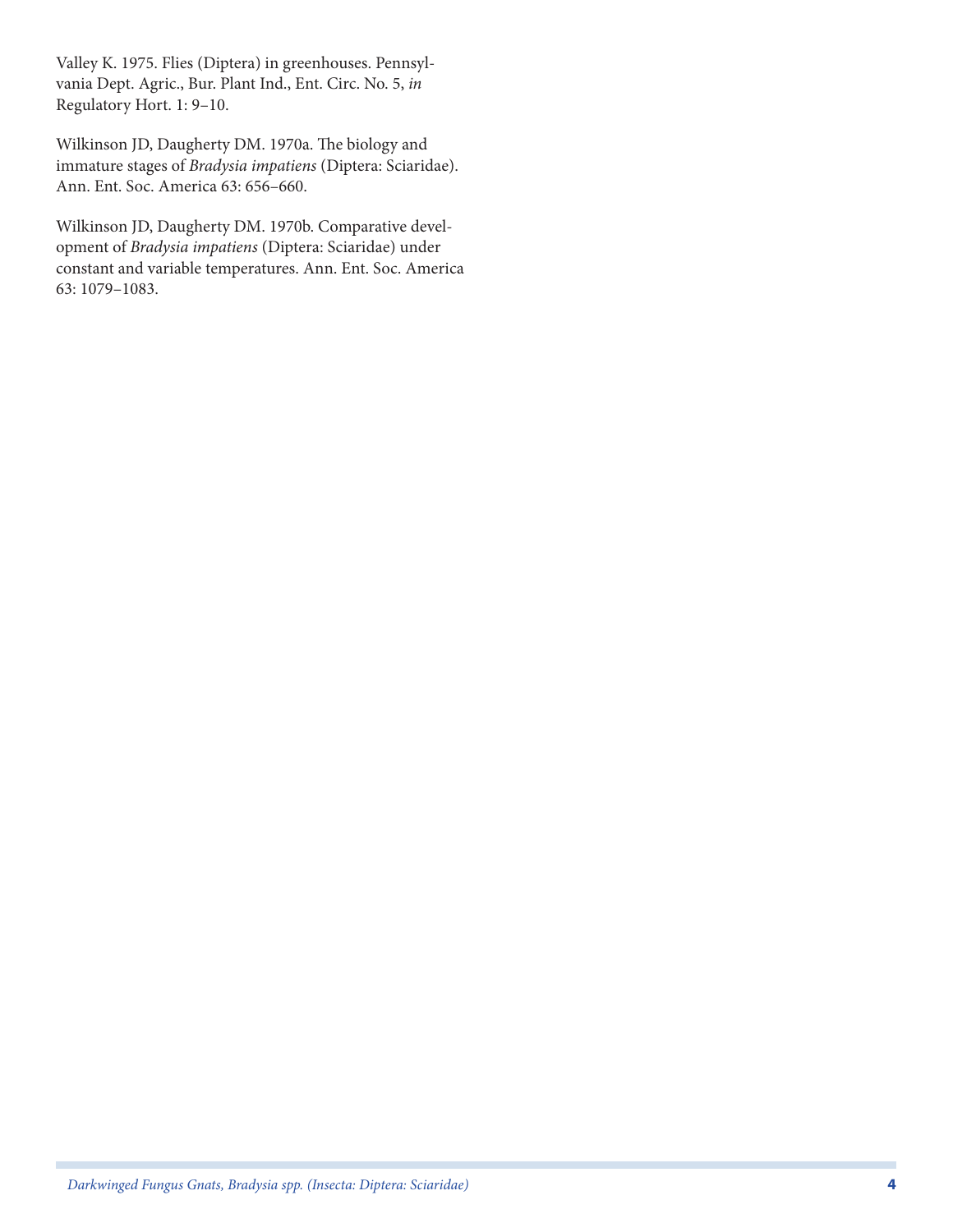Valley K. 1975. Flies (Diptera) in greenhouses. Pennsylvania Dept. Agric., Bur. Plant Ind., Ent. Circ. No. 5, *in* Regulatory Hort. 1: 9–10.

Wilkinson JD, Daugherty DM. 1970a. The biology and immature stages of *Bradysia impatiens* (Diptera: Sciaridae). Ann. Ent. Soc. America 63: 656–660.

Wilkinson JD, Daugherty DM. 1970b. Comparative development of *Bradysia impatiens* (Diptera: Sciaridae) under constant and variable temperatures. Ann. Ent. Soc. America 63: 1079–1083.